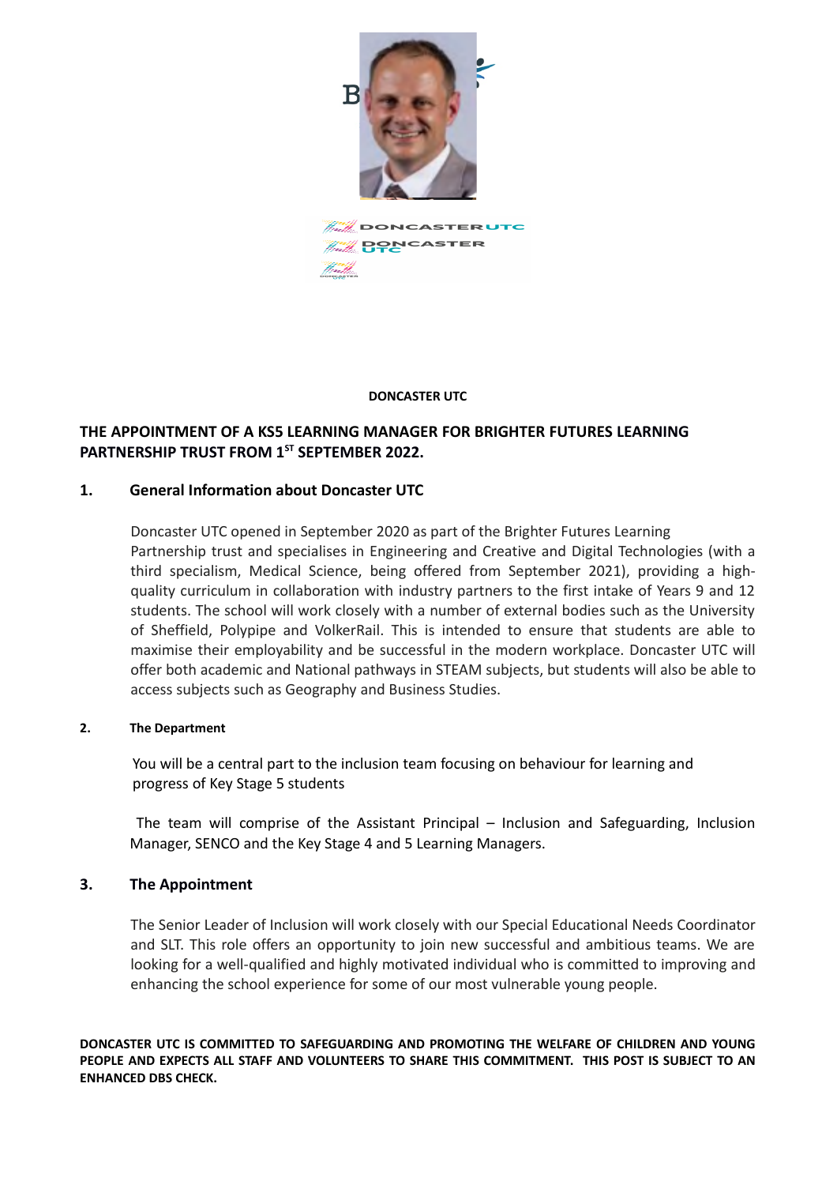**DONCASTER UTC**

## THE APPOINTMENT OF A KS5 LEARNING MANAGER FOR BRIGHTER FUTURES LEARNING PARTNERSHIP TRUST FROM 1ST SEPTEMBER 2022.

### 1. General Information about Doncaster UTC

Doncaster UTC opened in September 2020 as part of the Brighter Futures Learning Partnership trust and specialises in Engineering and Creative and Digital Technologies (with a third specialism, Medical Science, being offered from September 2021), providing a high-quality curriculum in collaboration with industry partners to the first intake of Years 9 and 12 students. The school will work closely with a number of external bodies such as the University of Sheffield, Polypipe and VolkerRail. This is intended to ensure that students are able to maximise their employability and be successful in the modern workplace. Doncaster UTC will offer both academic and National pathways in STEAM subjects, but students will also be able to access subjects such as Geography and Business Studies.

### 2. The Department

You will be a central part to the inclusion team focusing on behaviour for learning and progress of Key Stage 5 students

The team will comprise of the Assistant Principal – Inclusion and Safeguarding, Inclusion Manager, SENCO and the Key Stage 4 and 5 Learning Managers.

### 3. The Appointment

The Senior Leader of Inclusion will work closely with our Special Educational Needs Coordinator and SLT. This role offers an opportunity to join new successful and ambitious teams. We are looking for a well-qualified and highly motivated individual who is committed to improving and enhancing the school experience for some of our most vulnerable young people.

**DONCASTER UTC IS COMMITTED TO SAFEGUARDING AND PROMOTING THE WELFARE OF CHILDREN AND YOUNG PEOPLE AND EXPECTS ALL STAFF AND VOLUNTEERS TO SHARE THIS COMMITMENT. THIS POST IS SUBJECT TO AN ENHANCED DBS CHECK.**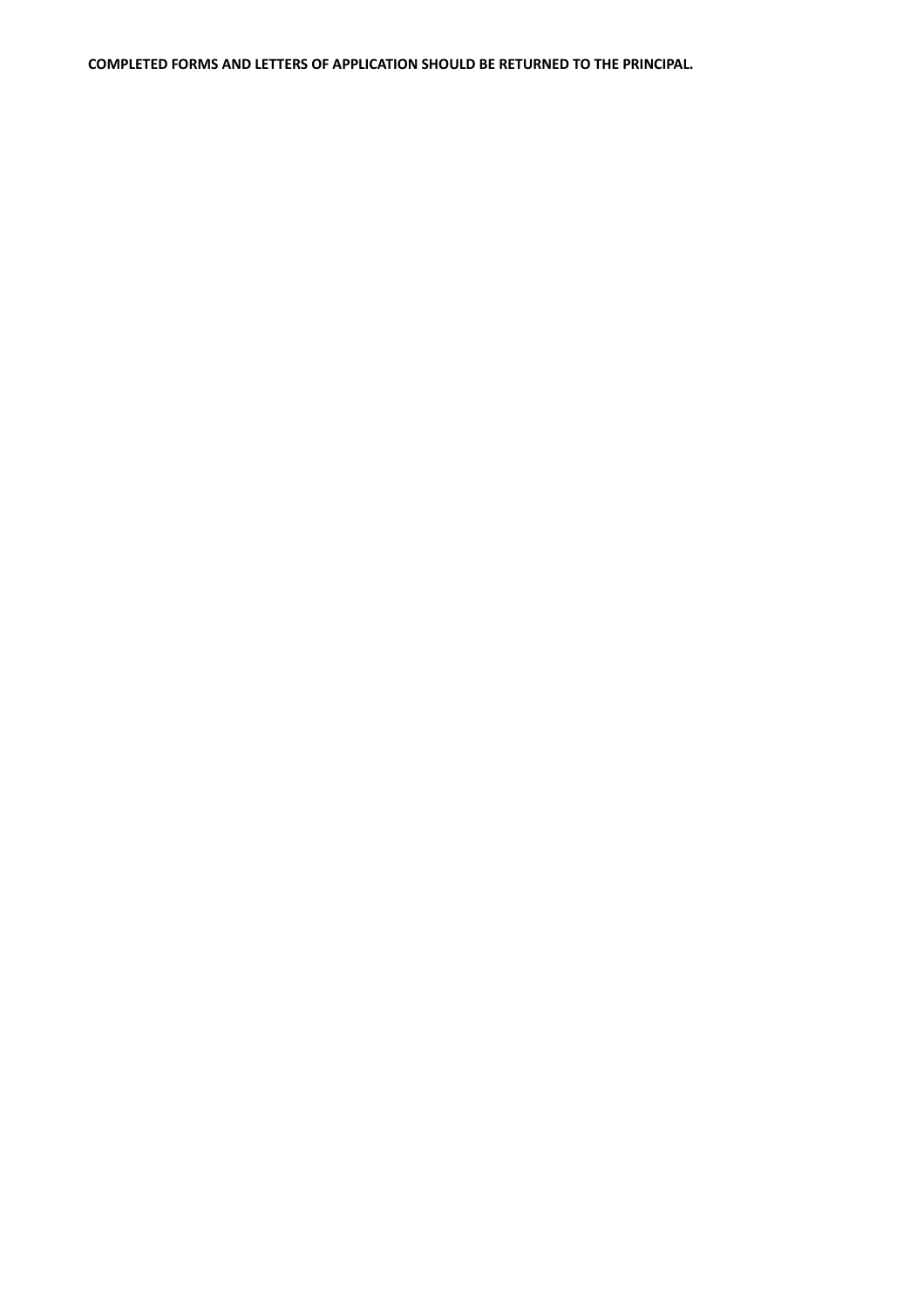**COMPLETED FORMS AND LETTERS OF APPLICATION SHOULD BE RETURNED TO THE PRINCIPAL.**